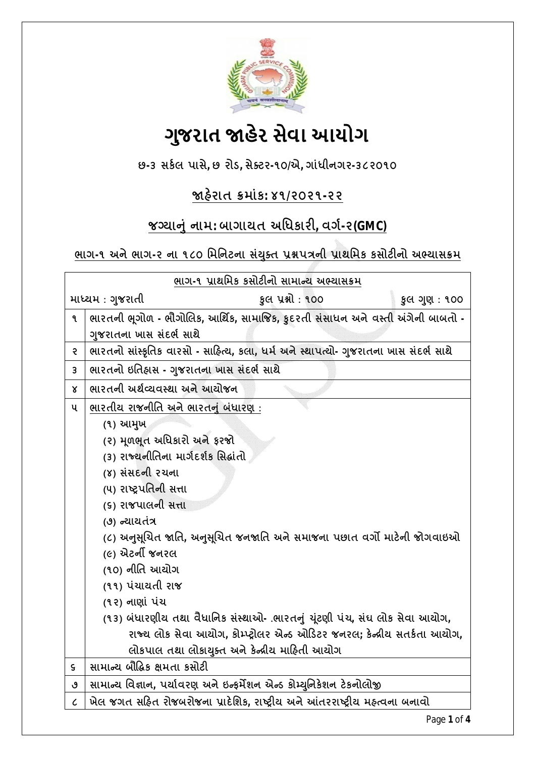# ગુજરાત જાહેર સેવા આયોગ

છ-૩ સર્કલ પાસે, છ રોડ, સેક્ટર-૧૦/એ, ગાંધીનગર-૩૮૨૦૧૦

## જાહેરાત ક્રમાંક: ૪૧/૨૦૨૧-૨૨

## જગ્યાનું નામ: બાગાયત અધિકારી, વર્ગ-૨(GMC)

### ભાગ-૧ અને ભાગ-૨ ના ૧૮૦ મિનિટના સંયુક્ત પ્રશ્નપત્રની પ્રાથમિક કસોટીનો અભ્યાસક્રમ

| ભાગ-૧ પ્રાથમિક કસોટીનો સામાન્ય અભ્યાસક્રમ | |
|---|---|
| માધ્યમ : ગુજરાતી | કુલ પ્રશ્નો : ૧૦૦ &nbsp;&nbsp;&nbsp; કુલ ગુણ : ૧૦૦ |
| ૧ | ભારતની ભૂગોળ - ભૌગોલિક, આર્થિક, સામાજિક, કુદરતી સંસાધન અને વસ્તી અંગેની બાબતો - ગુજરાતના ખાસ સંદર્ભ સાથે |
| ૨ | ભારતનો સાંસ્કૃતિક વારસો - સાહિત્ય, કલા, ધર્મ અને સ્થાપત્યો- ગુજરાતના ખાસ સંદર્ભ સાથે |
| ૩ | ભારતનો ઇતિહાસ - ગુજરાતના ખાસ સંદર્ભ સાથે |
| ૪ | ભારતની અર્થવ્યવસ્થા અને આયોજન |
| ૫ | ભારતીય રાજનીતિ અને ભારતનું બંધારણ :<br>(૧) આમુખ<br>(૨) મૂળભૂત અધિકારો અને ફરજો<br>(૩) રાજ્યનીતિના માર્ગદર્શક સિદ્ધાંતો<br>(૪) સંસદની રચના<br>(૫) રાષ્ટ્રપતિની સત્તા<br>(૬) રાજ્યપાલની સત્તા<br>(૭) ન્યાયતંત્ર<br>(૮) અનુસૂચિત જાતિ, અનુસૂચિત જનજાતિ અને સમાજના પછાત વર્ગો માટેની જોગવાઇઓ<br>(૯) એટર્ની જનરલ<br>(૧૦) નીતિ આયોગ<br>(૧૧) પંચાયતી રાજ<br>(૧૨) નાણાં પંચ<br>(૧૩) બંધારણીય તથા વૈધાનિક સંસ્થાઓ- .ભારતનું ચૂંટણી પંચ, સંઘ લોક સેવા આયોગ, રાજ્ય લોક સેવા આયોગ, કોમ્પ્ટ્રોલર એન્ડ ઓડિટર જનરલ; કેન્દ્રીય સતર્કતા આયોગ, લોકપાલ તથા લોકાયુક્ત અને કેન્દ્રીય માહિતી આયોગ |
| ૬ | સામાન્ય બૌદ્ધિક ક્ષમતા કસોટી |
| ૭ | સામાન્ય વિજ્ઞાન, પર્યાવરણ અને ઇન્ફર્મેશન એન્ડ કોમ્યુનિકેશન ટેકનોલોજી |
| ૮ | ખેલ જગત સહિત રોજબરોજના પ્રાદેશિક, રાષ્ટ્રીય અને આંતરરાષ્ટ્રીય મહત્વના બનાવો |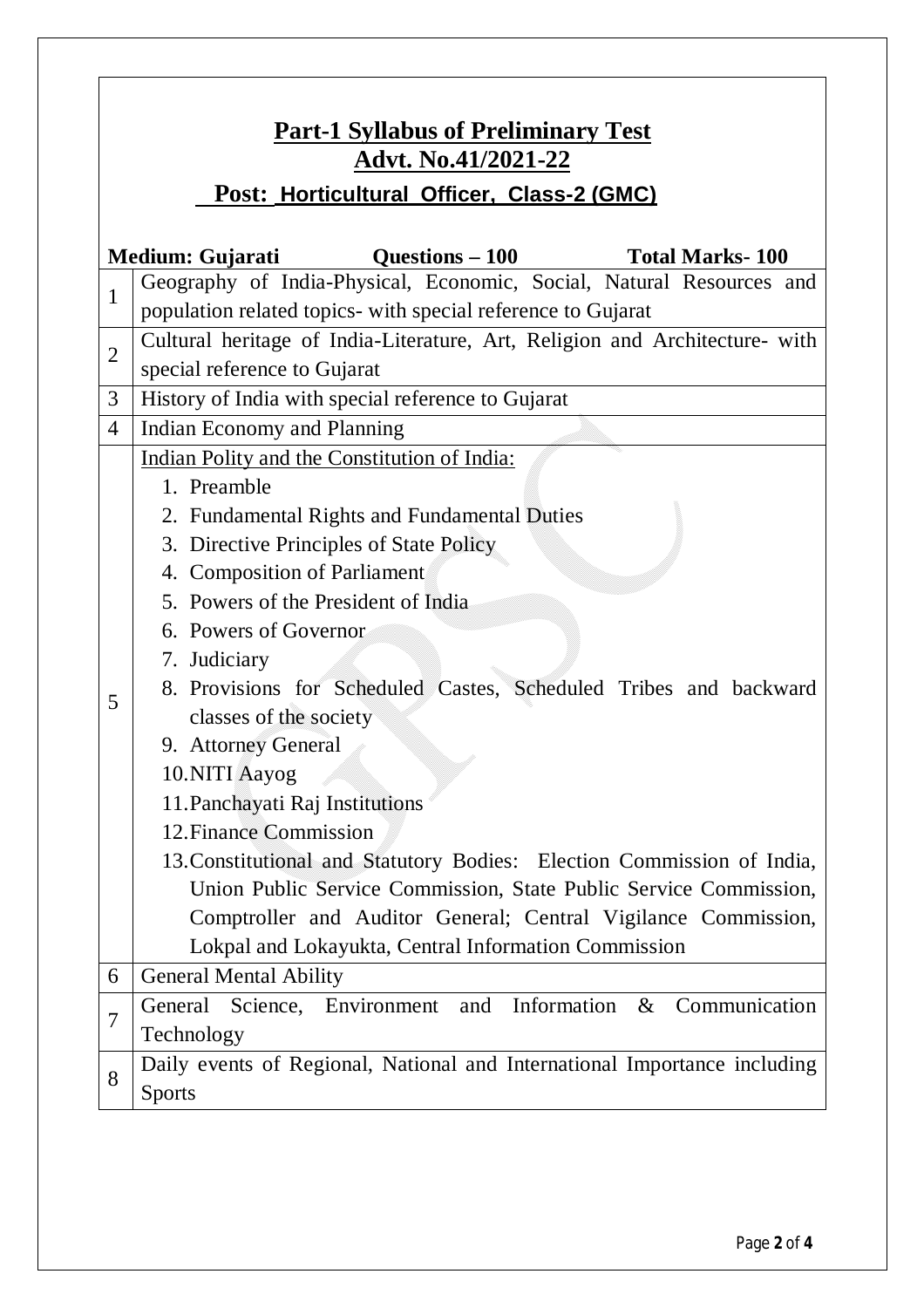# Part-1 Syllabus of Preliminary Test

## Advt. No.41/2021-22

### Post: Horticultural Officer, Class-2 (GMC)

**Medium: Gujarati** **Questions – 100** **Total Marks- 100**

| | |
|---|---|
| 1 | Geography of India-Physical, Economic, Social, Natural Resources and population related topics- with special reference to Gujarat |
| 2 | Cultural heritage of India-Literature, Art, Religion and Architecture- with special reference to Gujarat |
| 3 | History of India with special reference to Gujarat |
| 4 | Indian Economy and Planning |
| 5 | Indian Polity and the Constitution of India:<br>1. Preamble<br>2. Fundamental Rights and Fundamental Duties<br>3. Directive Principles of State Policy<br>4. Composition of Parliament<br>5. Powers of the President of India<br>6. Powers of Governor<br>7. Judiciary<br>8. Provisions for Scheduled Castes, Scheduled Tribes and backward classes of the society<br>9. Attorney General<br>10. NITI Aayog<br>11. Panchayati Raj Institutions<br>12. Finance Commission<br>13. Constitutional and Statutory Bodies: Election Commission of India, Union Public Service Commission, State Public Service Commission, Comptroller and Auditor General; Central Vigilance Commission, Lokpal and Lokayukta, Central Information Commission |
| 6 | General Mental Ability |
| 7 | General Science, Environment and Information & Communication Technology |
| 8 | Daily events of Regional, National and International Importance including Sports |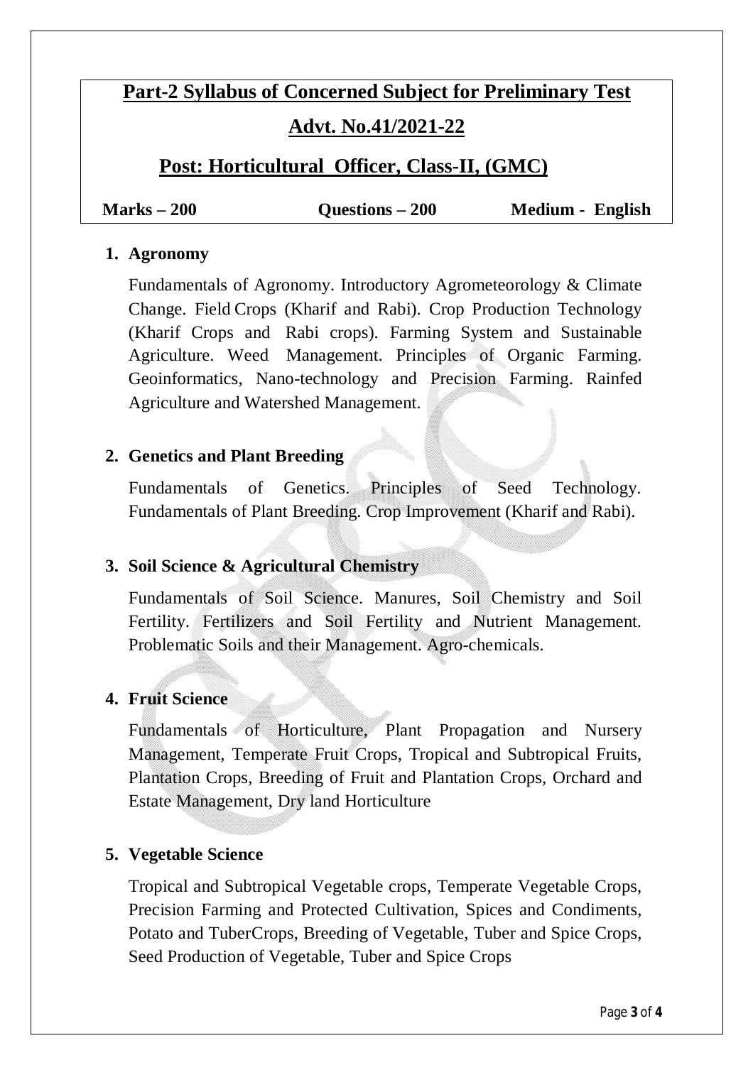## Part-2 Syllabus of Concerned Subject for Preliminary Test

## Advt. No.41/2021-22

## Post: Horticultural Officer, Class-II, (GMC)

**Marks – 200** | **Questions – 200** | **Medium - English**

1. **Agronomy**

   Fundamentals of Agronomy. Introductory Agrometeorology & Climate Change. Field Crops (Kharif and Rabi). Crop Production Technology (Kharif Crops and Rabi crops). Farming System and Sustainable Agriculture. Weed Management. Principles of Organic Farming. Geoinformatics, Nano-technology and Precision Farming. Rainfed Agriculture and Watershed Management.

2. **Genetics and Plant Breeding**

   Fundamentals of Genetics. Principles of Seed Technology. Fundamentals of Plant Breeding. Crop Improvement (Kharif and Rabi).

3. **Soil Science & Agricultural Chemistry**

   Fundamentals of Soil Science. Manures, Soil Chemistry and Soil Fertility. Fertilizers and Soil Fertility and Nutrient Management. Problematic Soils and their Management. Agro-chemicals.

4. **Fruit Science**

   Fundamentals of Horticulture, Plant Propagation and Nursery Management, Temperate Fruit Crops, Tropical and Subtropical Fruits, Plantation Crops, Breeding of Fruit and Plantation Crops, Orchard and Estate Management, Dry land Horticulture

5. **Vegetable Science**

   Tropical and Subtropical Vegetable crops, Temperate Vegetable Crops, Precision Farming and Protected Cultivation, Spices and Condiments, Potato and TuberCrops, Breeding of Vegetable, Tuber and Spice Crops, Seed Production of Vegetable, Tuber and Spice Crops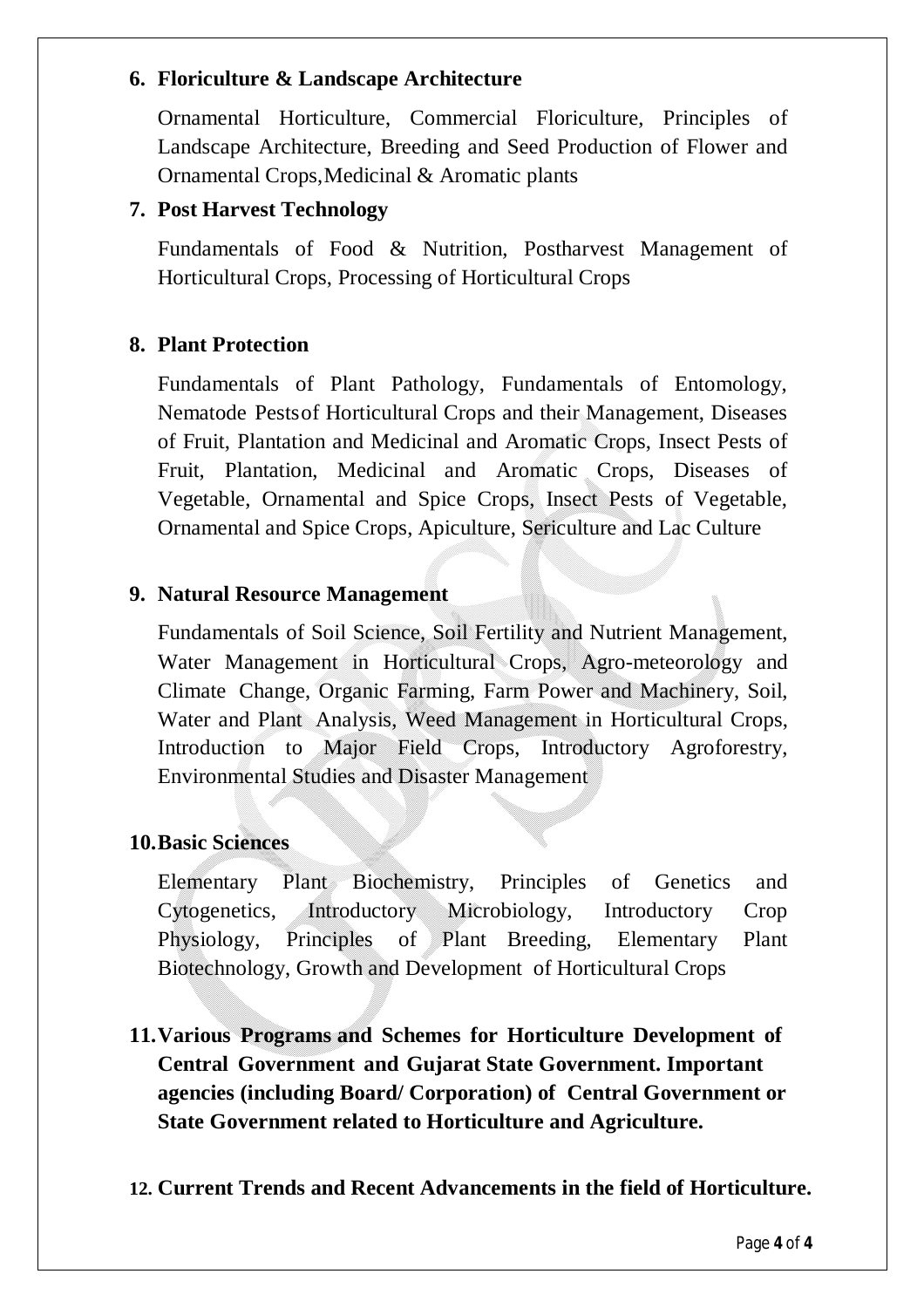**6. Floriculture & Landscape Architecture**

Ornamental Horticulture, Commercial Floriculture, Principles of Landscape Architecture, Breeding and Seed Production of Flower and Ornamental Crops, Medicinal & Aromatic plants

**7. Post Harvest Technology**

Fundamentals of Food & Nutrition, Postharvest Management of Horticultural Crops, Processing of Horticultural Crops

**8. Plant Protection**

Fundamentals of Plant Pathology, Fundamentals of Entomology, Nematode Pests of Horticultural Crops and their Management, Diseases of Fruit, Plantation and Medicinal and Aromatic Crops, Insect Pests of Fruit, Plantation, Medicinal and Aromatic Crops, Diseases of Vegetable, Ornamental and Spice Crops, Insect Pests of Vegetable, Ornamental and Spice Crops, Apiculture, Sericulture and Lac Culture

**9. Natural Resource Management**

Fundamentals of Soil Science, Soil Fertility and Nutrient Management, Water Management in Horticultural Crops, Agro-meteorology and Climate Change, Organic Farming, Farm Power and Machinery, Soil, Water and Plant Analysis, Weed Management in Horticultural Crops, Introduction to Major Field Crops, Introductory Agroforestry, Environmental Studies and Disaster Management

**10. Basic Sciences**

Elementary Plant Biochemistry, Principles of Genetics and Cytogenetics, Introductory Microbiology, Introductory Crop Physiology, Principles of Plant Breeding, Elementary Plant Biotechnology, Growth and Development of Horticultural Crops

**11. Various Programs and Schemes for Horticulture Development of Central Government and Gujarat State Government. Important agencies (including Board/ Corporation) of Central Government or State Government related to Horticulture and Agriculture.**

**12. Current Trends and Recent Advancements in the field of Horticulture.**